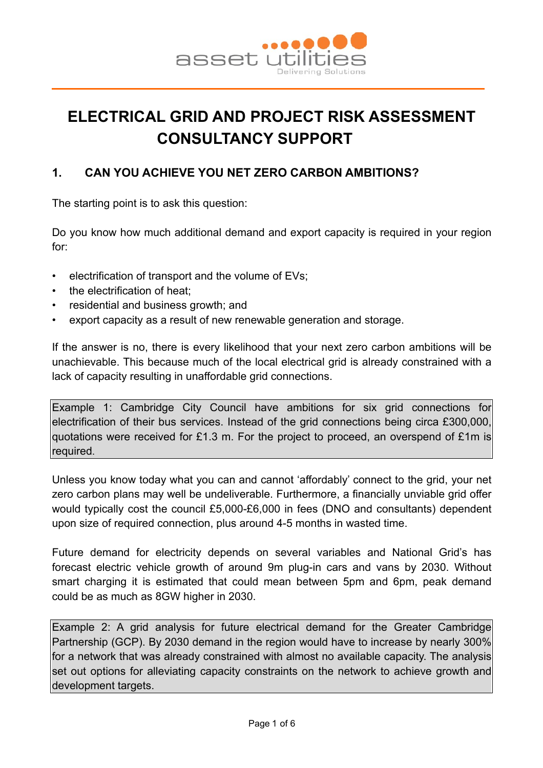# ELECTRICAL GRID AND PROJECT RISK ASSESSMENT CONSULTANCY SUPPORT

## 1. CAN YOU ACHIEVE YOU NET ZERO CARBON AMBITIONS?

The starting point is to ask this question:

Do you know how much additional demand and export capacity is required in your region for:

- electrification of transport and the volume of EVs;
- the electrification of heat;
- residential and business growth; and
- export capacity as a result of new renewable generation and storage.

If the answer is no, there is every likelihood that your next zero carbon ambitions will be unachievable. This because much of the local electrical grid is already constrained with a lack of capacity resulting in unaffordable grid connections.

> Example 1: Cambridge City Council have ambitions for six grid connections for electrification of their bus services. Instead of the grid connections being circa £300,000, quotations were received for £1.3 m. For the project to proceed, an overspend of £1m is required.

Unless you know today what you can and cannot 'affordably' connect to the grid, your net zero carbon plans may well be undeliverable. Furthermore, a financially unviable grid offer would typically cost the council £5,000-£6,000 in fees (DNO and consultants) dependent upon size of required connection, plus around 4-5 months in wasted time.

Future demand for electricity depends on several variables and National Grid's has forecast electric vehicle growth of around 9m plug-in cars and vans by 2030. Without smart charging it is estimated that could mean between 5pm and 6pm, peak demand could be as much as 8GW higher in 2030.

> Example 2: A grid analysis for future electrical demand for the Greater Cambridge Partnership (GCP). By 2030 demand in the region would have to increase by nearly 300% for a network that was already constrained with almost no available capacity. The analysis set out options for alleviating capacity constraints on the network to achieve growth and development targets.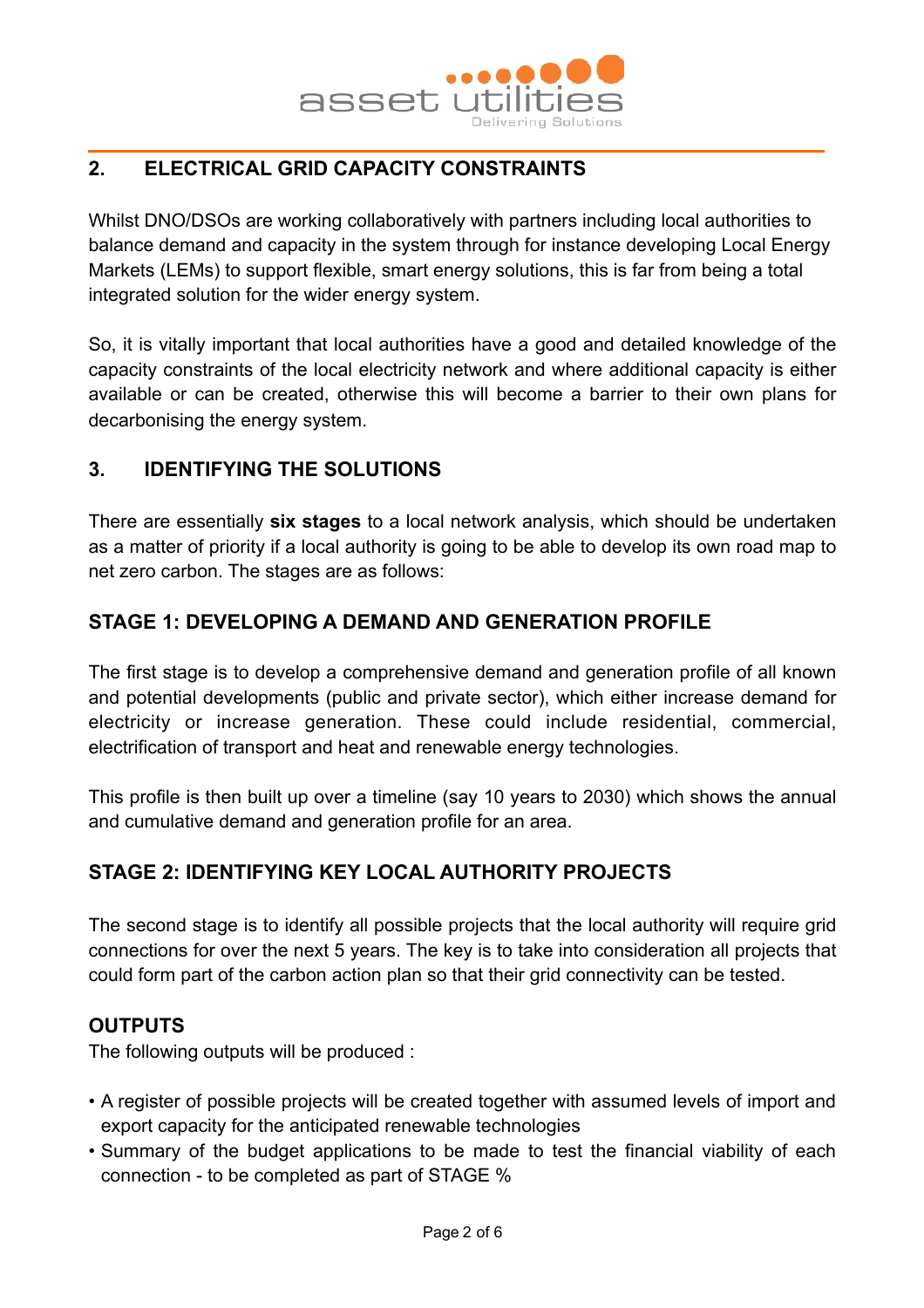## 2. ELECTRICAL GRID CAPACITY CONSTRAINTS

Whilst DNO/DSOs are working collaboratively with partners including local authorities to balance demand and capacity in the system through for instance developing Local Energy Markets (LEMs) to support flexible, smart energy solutions, this is far from being a total integrated solution for the wider energy system.

So, it is vitally important that local authorities have a good and detailed knowledge of the capacity constraints of the local electricity network and where additional capacity is either available or can be created, otherwise this will become a barrier to their own plans for decarbonising the energy system.

## 3. IDENTIFYING THE SOLUTIONS

There are essentially **six stages** to a local network analysis, which should be undertaken as a matter of priority if a local authority is going to be able to develop its own road map to net zero carbon. The stages are as follows:

### STAGE 1: DEVELOPING A DEMAND AND GENERATION PROFILE

The first stage is to develop a comprehensive demand and generation profile of all known and potential developments (public and private sector), which either increase demand for electricity or increase generation. These could include residential, commercial, electrification of transport and heat and renewable energy technologies.

This profile is then built up over a timeline (say 10 years to 2030) which shows the annual and cumulative demand and generation profile for an area.

### STAGE 2: IDENTIFYING KEY LOCAL AUTHORITY PROJECTS

The second stage is to identify all possible projects that the local authority will require grid connections for over the next 5 years. The key is to take into consideration all projects that could form part of the carbon action plan so that their grid connectivity can be tested.

### OUTPUTS

The following outputs will be produced :

- A register of possible projects will be created together with assumed levels of import and export capacity for the anticipated renewable technologies
- Summary of the budget applications to be made to test the financial viability of each connection - to be completed as part of STAGE %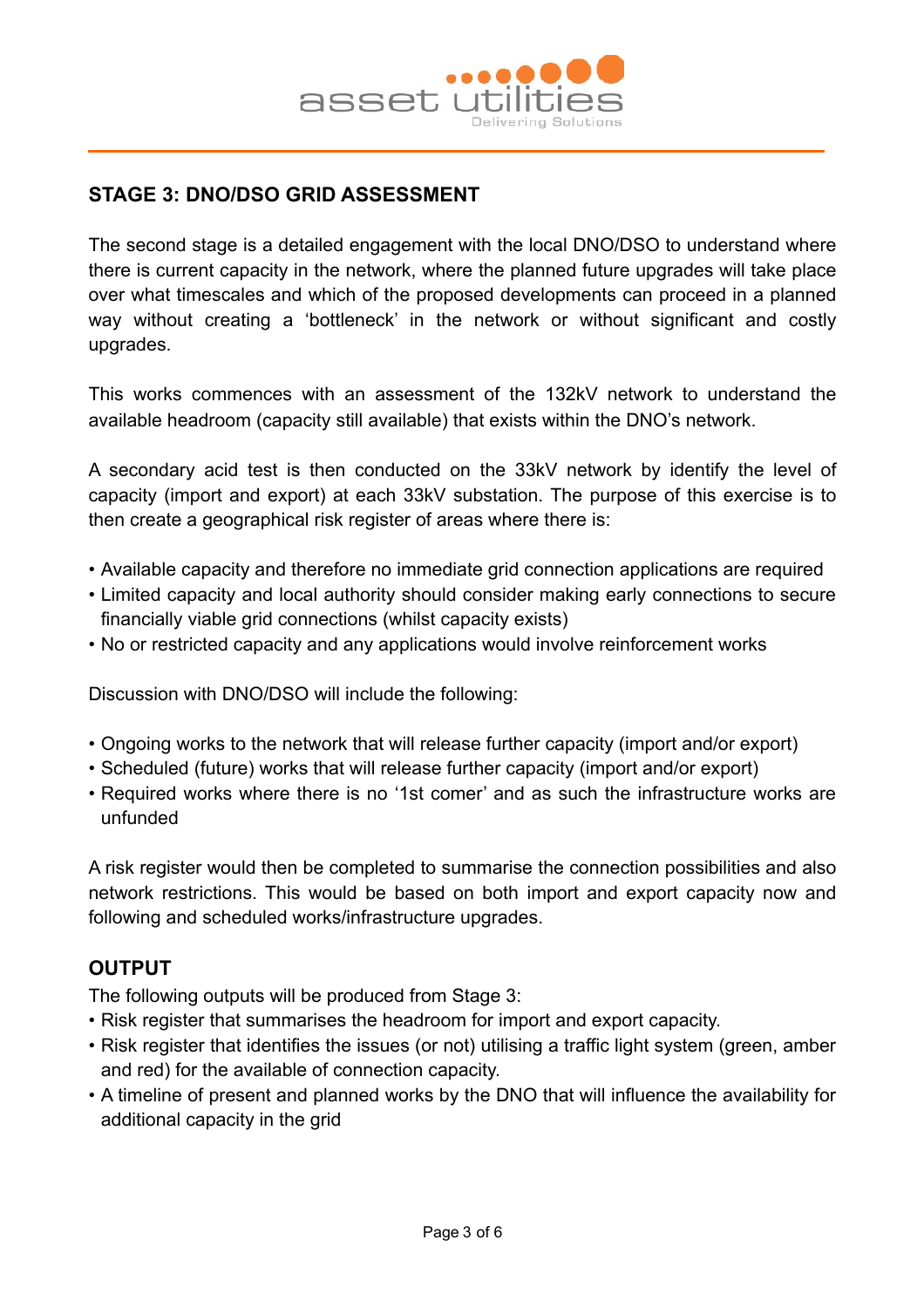## STAGE 3: DNO/DSO GRID ASSESSMENT

The second stage is a detailed engagement with the local DNO/DSO to understand where there is current capacity in the network, where the planned future upgrades will take place over what timescales and which of the proposed developments can proceed in a planned way without creating a 'bottleneck' in the network or without significant and costly upgrades.

This works commences with an assessment of the 132kV network to understand the available headroom (capacity still available) that exists within the DNO's network.

A secondary acid test is then conducted on the 33kV network by identify the level of capacity (import and export) at each 33kV substation. The purpose of this exercise is to then create a geographical risk register of areas where there is:

- Available capacity and therefore no immediate grid connection applications are required
- Limited capacity and local authority should consider making early connections to secure financially viable grid connections (whilst capacity exists)
- No or restricted capacity and any applications would involve reinforcement works

Discussion with DNO/DSO will include the following:

- Ongoing works to the network that will release further capacity (import and/or export)
- Scheduled (future) works that will release further capacity (import and/or export)
- Required works where there is no '1st comer' and as such the infrastructure works are unfunded

A risk register would then be completed to summarise the connection possibilities and also network restrictions. This would be based on both import and export capacity now and following and scheduled works/infrastructure upgrades.

## OUTPUT

The following outputs will be produced from Stage 3:

- Risk register that summarises the headroom for import and export capacity.
- Risk register that identifies the issues (or not) utilising a traffic light system (green, amber and red) for the available of connection capacity.
- A timeline of present and planned works by the DNO that will influence the availability for additional capacity in the grid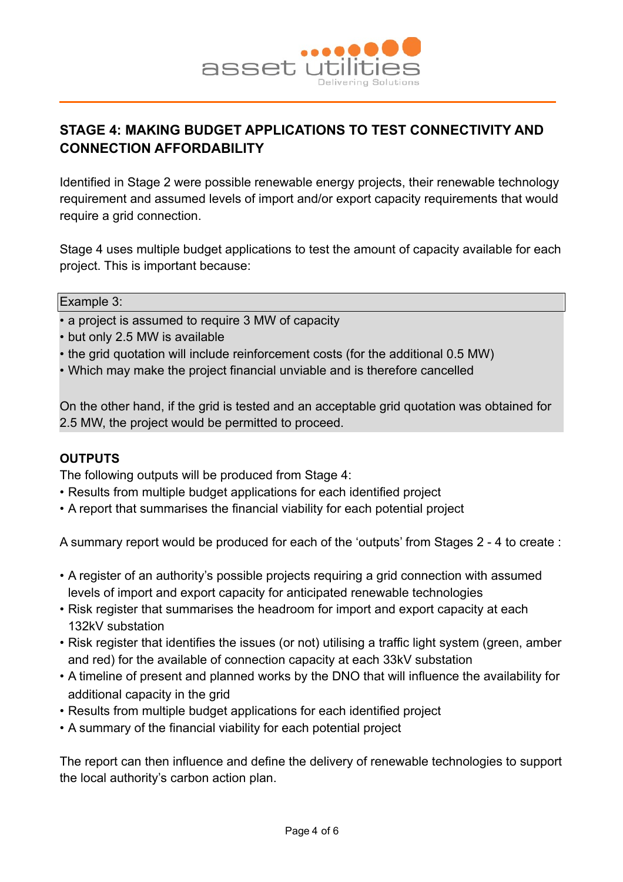## STAGE 4: MAKING BUDGET APPLICATIONS TO TEST CONNECTIVITY AND CONNECTION AFFORDABILITY

Identified in Stage 2 were possible renewable energy projects, their renewable technology requirement and assumed levels of import and/or export capacity requirements that would require a grid connection.

Stage 4 uses multiple budget applications to test the amount of capacity available for each project. This is important because:

Example 3:

- a project is assumed to require 3 MW of capacity
- but only 2.5 MW is available
- the grid quotation will include reinforcement costs (for the additional 0.5 MW)
- Which may make the project financial unviable and is therefore cancelled

On the other hand, if the grid is tested and an acceptable grid quotation was obtained for 2.5 MW, the project would be permitted to proceed.

**OUTPUTS**

The following outputs will be produced from Stage 4:

- Results from multiple budget applications for each identified project
- A report that summarises the financial viability for each potential project

A summary report would be produced for each of the 'outputs' from Stages 2 - 4 to create :

- A register of an authority's possible projects requiring a grid connection with assumed levels of import and export capacity for anticipated renewable technologies
- Risk register that summarises the headroom for import and export capacity at each 132kV substation
- Risk register that identifies the issues (or not) utilising a traffic light system (green, amber and red) for the available of connection capacity at each 33kV substation
- A timeline of present and planned works by the DNO that will influence the availability for additional capacity in the grid
- Results from multiple budget applications for each identified project
- A summary of the financial viability for each potential project

The report can then influence and define the delivery of renewable technologies to support the local authority's carbon action plan.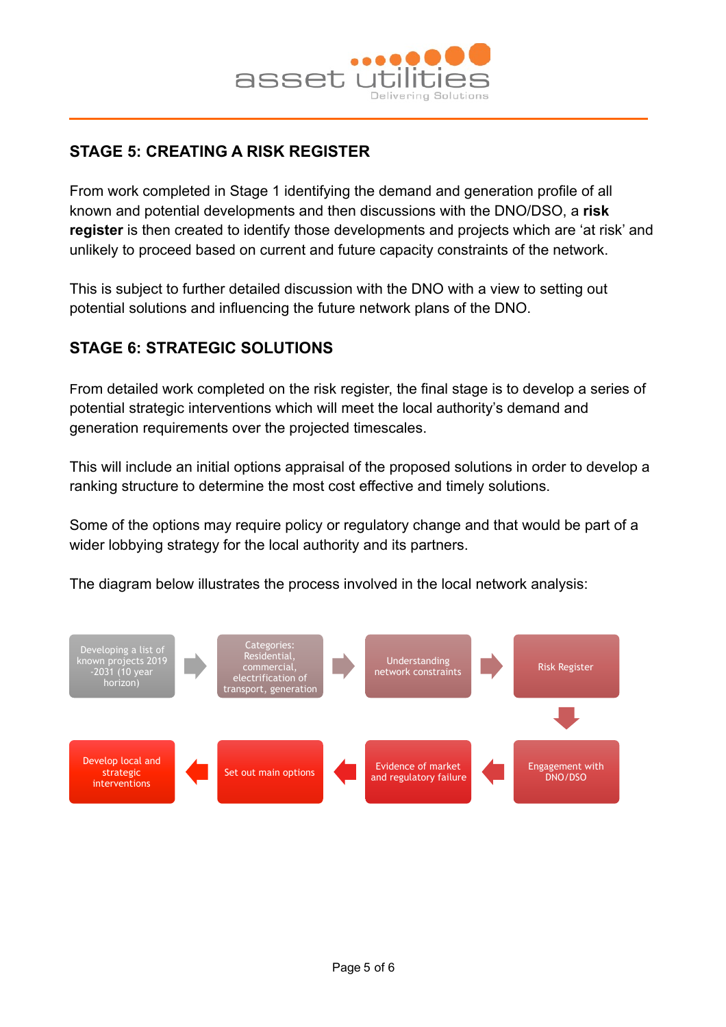## STAGE 5: CREATING A RISK REGISTER

From work completed in Stage 1 identifying the demand and generation profile of all known and potential developments and then discussions with the DNO/DSO, a **risk register** is then created to identify those developments and projects which are 'at risk' and unlikely to proceed based on current and future capacity constraints of the network.

This is subject to further detailed discussion with the DNO with a view to setting out potential solutions and influencing the future network plans of the DNO.

## STAGE 6: STRATEGIC SOLUTIONS

From detailed work completed on the risk register, the final stage is to develop a series of potential strategic interventions which will meet the local authority's demand and generation requirements over the projected timescales.

This will include an initial options appraisal of the proposed solutions in order to develop a ranking structure to determine the most cost effective and timely solutions.

Some of the options may require policy or regulatory change and that would be part of a wider lobbying strategy for the local authority and its partners.

The diagram below illustrates the process involved in the local network analysis:

Developing a list of known projects 2019 -2031 (10 year horizon) → Categories: Residential, commercial, electrification of transport, generation → Understanding network constraints → Risk Register → Engagement with DNO/DSO → Evidence of market and regulatory failure → Set out main options → Develop local and strategic interventions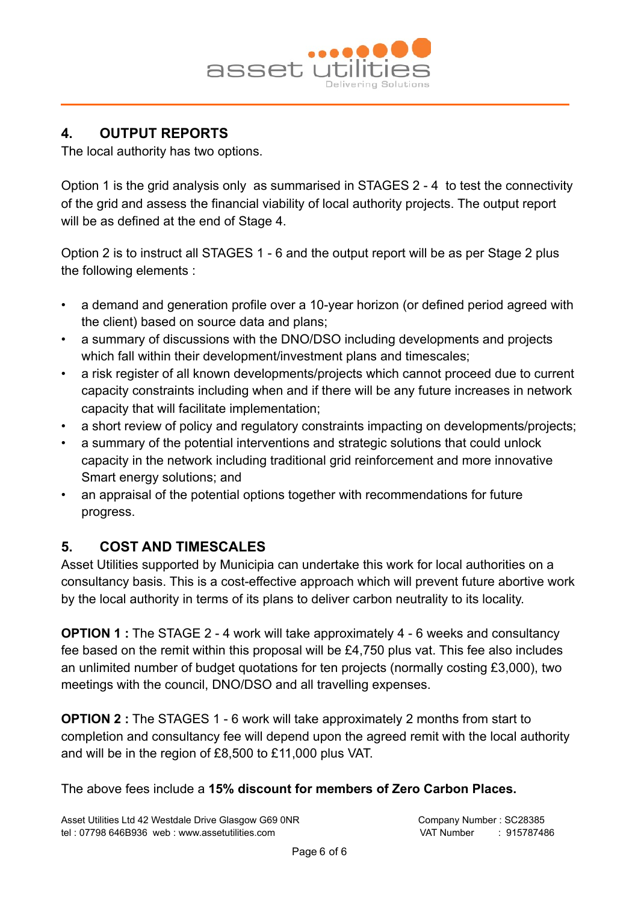## 4. OUTPUT REPORTS

The local authority has two options.

Option 1 is the grid analysis only as summarised in STAGES 2 - 4 to test the connectivity of the grid and assess the financial viability of local authority projects. The output report will be as defined at the end of Stage 4.

Option 2 is to instruct all STAGES 1 - 6 and the output report will be as per Stage 2 plus the following elements :

- a demand and generation profile over a 10-year horizon (or defined period agreed with the client) based on source data and plans;
- a summary of discussions with the DNO/DSO including developments and projects which fall within their development/investment plans and timescales;
- a risk register of all known developments/projects which cannot proceed due to current capacity constraints including when and if there will be any future increases in network capacity that will facilitate implementation;
- a short review of policy and regulatory constraints impacting on developments/projects;
- a summary of the potential interventions and strategic solutions that could unlock capacity in the network including traditional grid reinforcement and more innovative Smart energy solutions; and
- an appraisal of the potential options together with recommendations for future progress.

## 5. COST AND TIMESCALES

Asset Utilities supported by Municipia can undertake this work for local authorities on a consultancy basis. This is a cost-effective approach which will prevent future abortive work by the local authority in terms of its plans to deliver carbon neutrality to its locality.

**OPTION 1 :** The STAGE 2 - 4 work will take approximately 4 - 6 weeks and consultancy fee based on the remit within this proposal will be £4,750 plus vat. This fee also includes an unlimited number of budget quotations for ten projects (normally costing £3,000), two meetings with the council, DNO/DSO and all travelling expenses.

**OPTION 2 :** The STAGES 1 - 6 work will take approximately 2 months from start to completion and consultancy fee will depend upon the agreed remit with the local authority and will be in the region of £8,500 to £11,000 plus VAT.

The above fees include a **15% discount for members of Zero Carbon Places.**